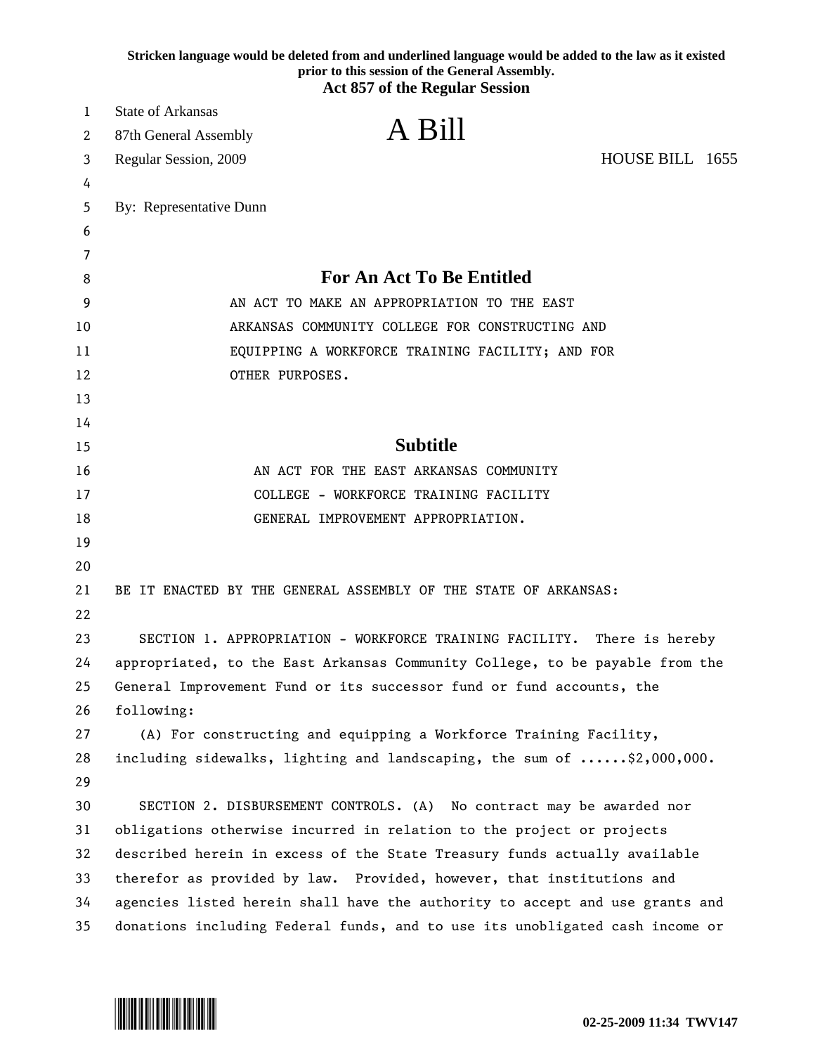**Stricken language would be deleted from and underlined language would be added to the law as it existed prior to this session of the General Assembly.**

**Act 857 of the Regular Session**

State of Arkansas
87th General Assembly
Regular Session, 2009

# A Bill

HOUSE BILL 1655

By: Representative Dunn

## For An Act To Be Entitled

AN ACT TO MAKE AN APPROPRIATION TO THE EAST ARKANSAS COMMUNITY COLLEGE FOR CONSTRUCTING AND EQUIPPING A WORKFORCE TRAINING FACILITY; AND FOR OTHER PURPOSES.

## Subtitle

AN ACT FOR THE EAST ARKANSAS COMMUNITY COLLEGE - WORKFORCE TRAINING FACILITY GENERAL IMPROVEMENT APPROPRIATION.

BE IT ENACTED BY THE GENERAL ASSEMBLY OF THE STATE OF ARKANSAS:

SECTION 1. APPROPRIATION - WORKFORCE TRAINING FACILITY. There is hereby appropriated, to the East Arkansas Community College, to be payable from the General Improvement Fund or its successor fund or fund accounts, the following:

(A) For constructing and equipping a Workforce Training Facility, including sidewalks, lighting and landscaping, the sum of ......$2,000,000.

SECTION 2. DISBURSEMENT CONTROLS. (A) No contract may be awarded nor obligations otherwise incurred in relation to the project or projects described herein in excess of the State Treasury funds actually available therefor as provided by law. Provided, however, that institutions and agencies listed herein shall have the authority to accept and use grants and donations including Federal funds, and to use its unobligated cash income or

02-25-2009 11:34 TWV147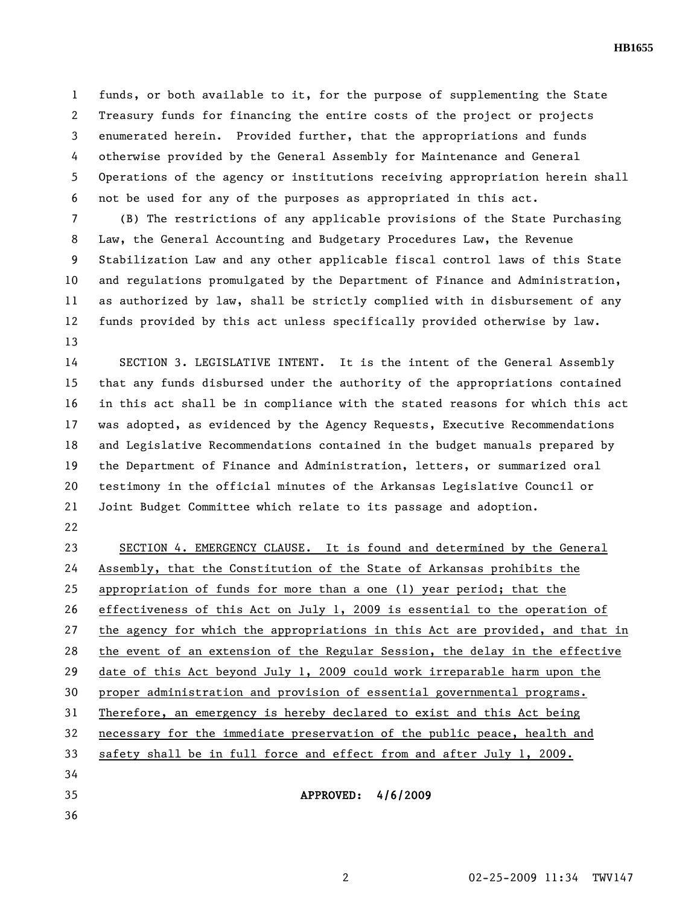funds, or both available to it, for the purpose of supplementing the State Treasury funds for financing the entire costs of the project or projects enumerated herein. Provided further, that the appropriations and funds otherwise provided by the General Assembly for Maintenance and General Operations of the agency or institutions receiving appropriation herein shall not be used for any of the purposes as appropriated in this act.

(B) The restrictions of any applicable provisions of the State Purchasing Law, the General Accounting and Budgetary Procedures Law, the Revenue Stabilization Law and any other applicable fiscal control laws of this State and regulations promulgated by the Department of Finance and Administration, as authorized by law, shall be strictly complied with in disbursement of any funds provided by this act unless specifically provided otherwise by law.

SECTION 3. LEGISLATIVE INTENT. It is the intent of the General Assembly that any funds disbursed under the authority of the appropriations contained in this act shall be in compliance with the stated reasons for which this act was adopted, as evidenced by the Agency Requests, Executive Recommendations and Legislative Recommendations contained in the budget manuals prepared by the Department of Finance and Administration, letters, or summarized oral testimony in the official minutes of the Arkansas Legislative Council or Joint Budget Committee which relate to its passage and adoption.

SECTION 4. EMERGENCY CLAUSE. It is found and determined by the General Assembly, that the Constitution of the State of Arkansas prohibits the appropriation of funds for more than a one (1) year period; that the effectiveness of this Act on July 1, 2009 is essential to the operation of the agency for which the appropriations in this Act are provided, and that in the event of an extension of the Regular Session, the delay in the effective date of this Act beyond July 1, 2009 could work irreparable harm upon the proper administration and provision of essential governmental programs. Therefore, an emergency is hereby declared to exist and this Act being necessary for the immediate preservation of the public peace, health and safety shall be in full force and effect from and after July 1, 2009.

**APPROVED: 4/6/2009**